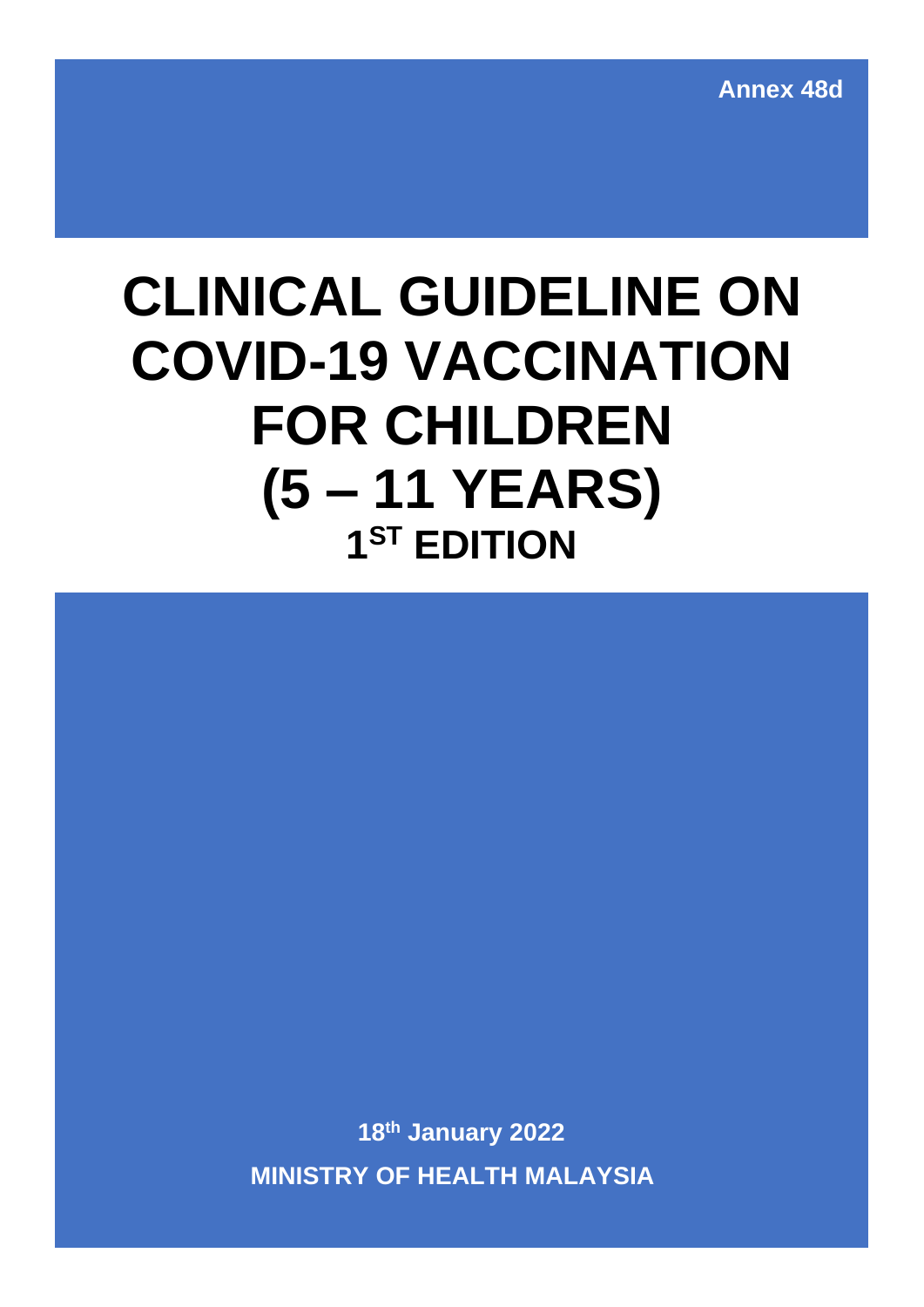Annex 48d

# CLINICAL GUIDELINE ON COVID-19 VACCINATION FOR CHILDREN (5 – 11 YEARS)

## 1ST EDITION

**18th January 2022**

**MINISTRY OF HEALTH MALAYSIA**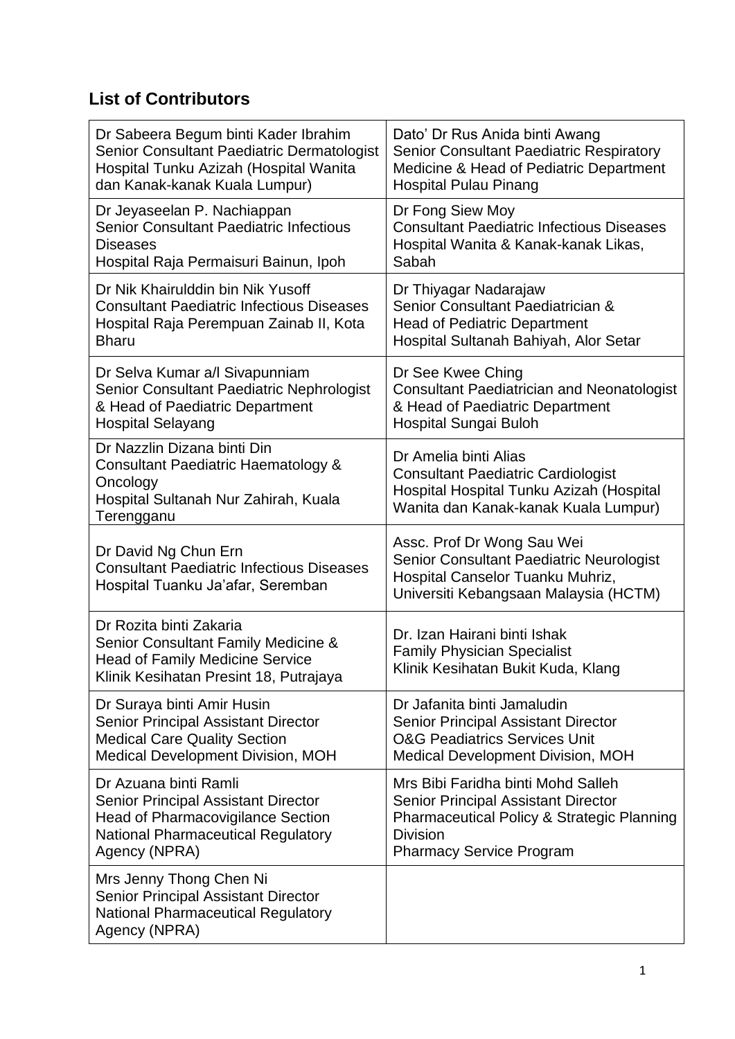## List of Contributors

| | |
|---|---|
| Dr Sabeera Begum binti Kader Ibrahim<br>Senior Consultant Paediatric Dermatologist<br>Hospital Tunku Azizah (Hospital Wanita dan Kanak-kanak Kuala Lumpur) | Dato' Dr Rus Anida binti Awang<br>Senior Consultant Paediatric Respiratory Medicine & Head of Pediatric Department<br>Hospital Pulau Pinang |
| Dr Jeyaseelan P. Nachiappan<br>Senior Consultant Paediatric Infectious Diseases<br>Hospital Raja Permaisuri Bainun, Ipoh | Dr Fong Siew Moy<br>Consultant Paediatric Infectious Diseases<br>Hospital Wanita & Kanak-kanak Likas, Sabah |
| Dr Nik Khairulddin bin Nik Yusoff<br>Consultant Paediatric Infectious Diseases<br>Hospital Raja Perempuan Zainab II, Kota Bharu | Dr Thiyagar Nadarajaw<br>Senior Consultant Paediatrician &<br>Head of Pediatric Department<br>Hospital Sultanah Bahiyah, Alor Setar |
| Dr Selva Kumar a/l Sivapunniam<br>Senior Consultant Paediatric Nephrologist & Head of Paediatric Department<br>Hospital Selayang | Dr See Kwee Ching<br>Consultant Paediatrician and Neonatologist & Head of Paediatric Department<br>Hospital Sungai Buloh |
| Dr Nazzlin Dizana binti Din<br>Consultant Paediatric Haematology & Oncology<br>Hospital Sultanah Nur Zahirah, Kuala Terengganu | Dr Amelia binti Alias<br>Consultant Paediatric Cardiologist<br>Hospital Hospital Tunku Azizah (Hospital Wanita dan Kanak-kanak Kuala Lumpur) |
| Dr David Ng Chun Ern<br>Consultant Paediatric Infectious Diseases<br>Hospital Tuanku Ja'afar, Seremban | Assc. Prof Dr Wong Sau Wei<br>Senior Consultant Paediatric Neurologist<br>Hospital Canselor Tuanku Muhriz, Universiti Kebangsaan Malaysia (HCTM) |
| Dr Rozita binti Zakaria<br>Senior Consultant Family Medicine &<br>Head of Family Medicine Service<br>Klinik Kesihatan Presint 18, Putrajaya | Dr. Izan Hairani binti Ishak<br>Family Physician Specialist<br>Klinik Kesihatan Bukit Kuda, Klang |
| Dr Suraya binti Amir Husin<br>Senior Principal Assistant Director<br>Medical Care Quality Section<br>Medical Development Division, MOH | Dr Jafanita binti Jamaludin<br>Senior Principal Assistant Director<br>O&G Peadiatrics Services Unit<br>Medical Development Division, MOH |
| Dr Azuana binti Ramli<br>Senior Principal Assistant Director<br>Head of Pharmacovigilance Section<br>National Pharmaceutical Regulatory Agency (NPRA) | Mrs Bibi Faridha binti Mohd Salleh<br>Senior Principal Assistant Director<br>Pharmaceutical Policy & Strategic Planning Division<br>Pharmacy Service Program |
| Mrs Jenny Thong Chen Ni<br>Senior Principal Assistant Director<br>National Pharmaceutical Regulatory Agency (NPRA) | |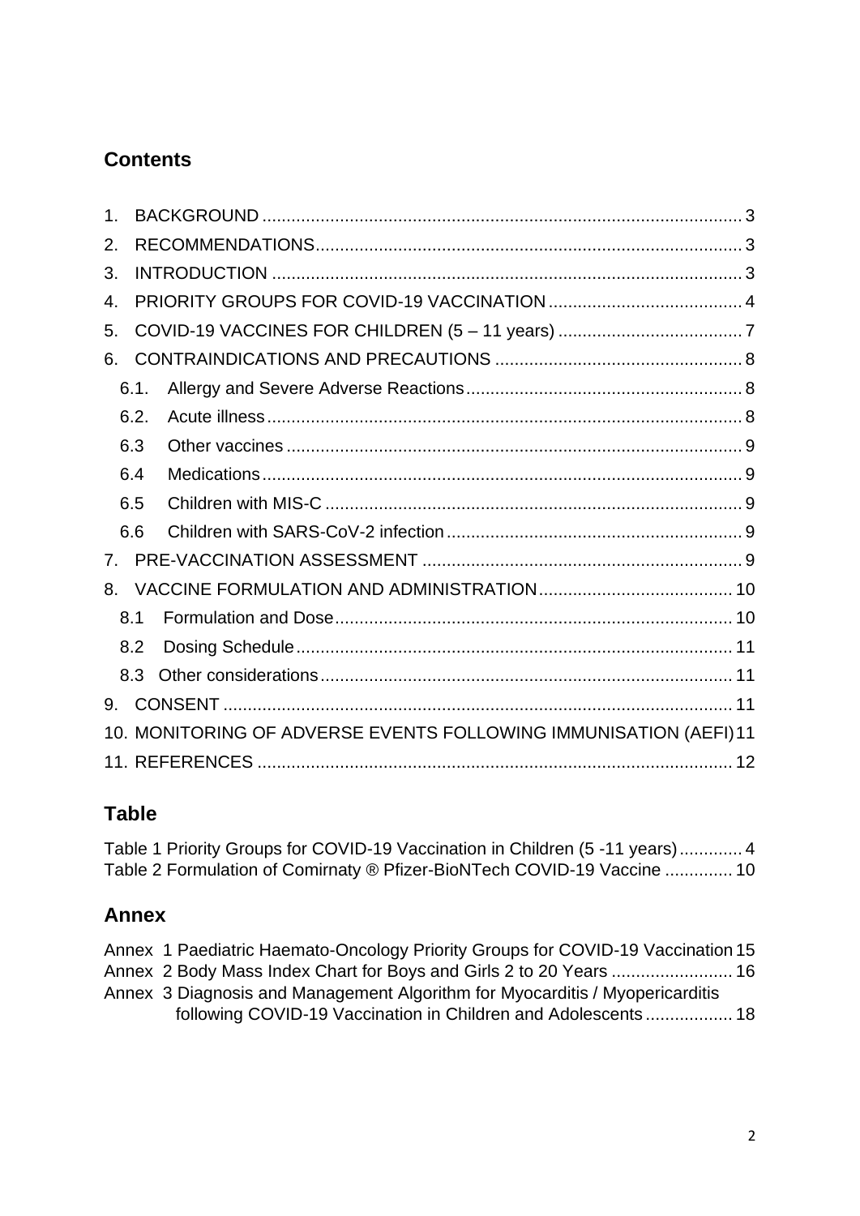## Contents

1. BACKGROUND .......... 3
2. RECOMMENDATIONS .......... 3
3. INTRODUCTION .......... 3
4. PRIORITY GROUPS FOR COVID-19 VACCINATION .......... 4
5. COVID-19 VACCINES FOR CHILDREN (5 – 11 years) .......... 7
6. CONTRAINDICATIONS AND PRECAUTIONS .......... 8
   - 6.1. Allergy and Severe Adverse Reactions .......... 8
   - 6.2. Acute illness .......... 8
   - 6.3 Other vaccines .......... 9
   - 6.4 Medications .......... 9
   - 6.5 Children with MIS-C .......... 9
   - 6.6 Children with SARS-CoV-2 infection .......... 9
7. PRE-VACCINATION ASSESSMENT .......... 9
8. VACCINE FORMULATION AND ADMINISTRATION .......... 10
   - 8.1 Formulation and Dose .......... 10
   - 8.2 Dosing Schedule .......... 11
   - 8.3 Other considerations .......... 11
9. CONSENT .......... 11
10. MONITORING OF ADVERSE EVENTS FOLLOWING IMMUNISATION (AEFI) .......... 11
11. REFERENCES .......... 12

## Table

Table 1 Priority Groups for COVID-19 Vaccination in Children (5 -11 years) .......... 4
Table 2 Formulation of Comirnaty ® Pfizer-BioNTech COVID-19 Vaccine .......... 10

## Annex

Annex 1 Paediatric Haemato-Oncology Priority Groups for COVID-19 Vaccination .......... 15
Annex 2 Body Mass Index Chart for Boys and Girls 2 to 20 Years .......... 16
Annex 3 Diagnosis and Management Algorithm for Myocarditis / Myopericarditis following COVID-19 Vaccination in Children and Adolescents .......... 18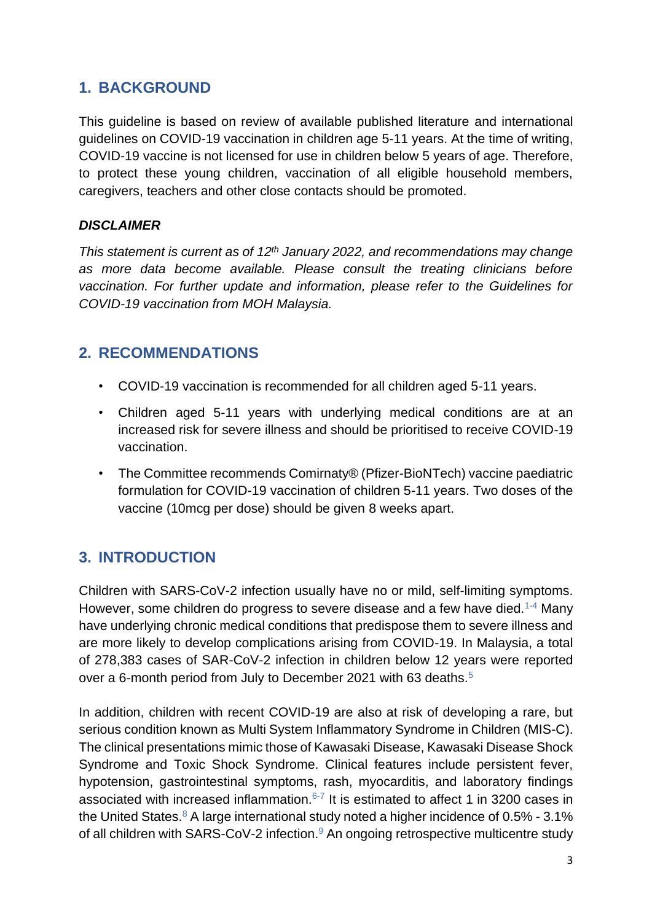## 1. BACKGROUND

This guideline is based on review of available published literature and international guidelines on COVID-19 vaccination in children age 5-11 years. At the time of writing, COVID-19 vaccine is not licensed for use in children below 5 years of age. Therefore, to protect these young children, vaccination of all eligible household members, caregivers, teachers and other close contacts should be promoted.

### *DISCLAIMER*

*This statement is current as of 12th January 2022, and recommendations may change as more data become available. Please consult the treating clinicians before vaccination. For further update and information, please refer to the Guidelines for COVID-19 vaccination from MOH Malaysia.*

## 2. RECOMMENDATIONS

- COVID-19 vaccination is recommended for all children aged 5-11 years.
- Children aged 5-11 years with underlying medical conditions are at an increased risk for severe illness and should be prioritised to receive COVID-19 vaccination.
- The Committee recommends Comirnaty® (Pfizer-BioNTech) vaccine paediatric formulation for COVID-19 vaccination of children 5-11 years. Two doses of the vaccine (10mcg per dose) should be given 8 weeks apart.

## 3. INTRODUCTION

Children with SARS-CoV-2 infection usually have no or mild, self-limiting symptoms. However, some children do progress to severe disease and a few have died.[1-4] Many have underlying chronic medical conditions that predispose them to severe illness and are more likely to develop complications arising from COVID-19. In Malaysia, a total of 278,383 cases of SAR-CoV-2 infection in children below 12 years were reported over a 6-month period from July to December 2021 with 63 deaths.[5]

In addition, children with recent COVID-19 are also at risk of developing a rare, but serious condition known as Multi System Inflammatory Syndrome in Children (MIS-C). The clinical presentations mimic those of Kawasaki Disease, Kawasaki Disease Shock Syndrome and Toxic Shock Syndrome. Clinical features include persistent fever, hypotension, gastrointestinal symptoms, rash, myocarditis, and laboratory findings associated with increased inflammation.[6-7] It is estimated to affect 1 in 3200 cases in the United States.[8] A large international study noted a higher incidence of 0.5% - 3.1% of all children with SARS-CoV-2 infection.[9] An ongoing retrospective multicentre study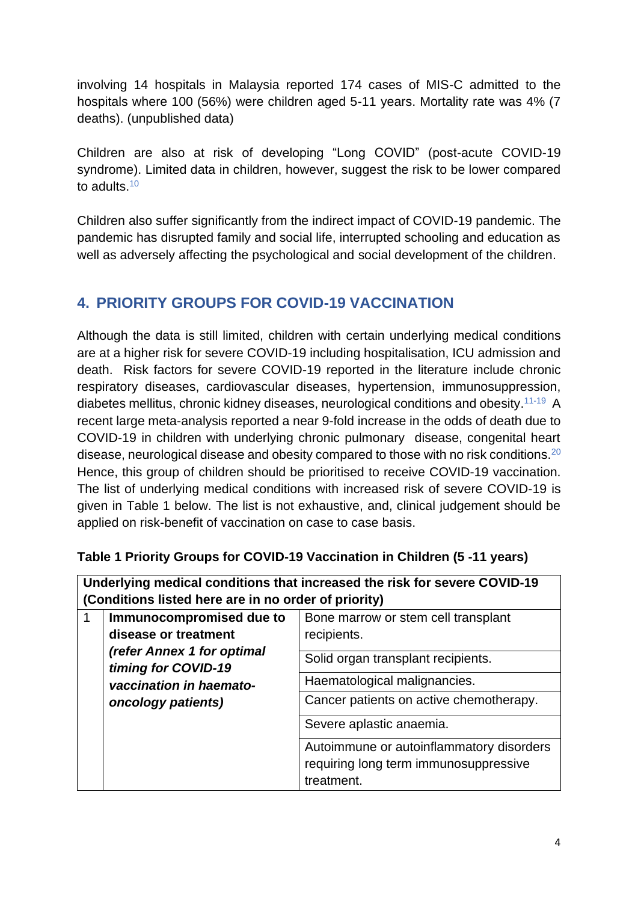involving 14 hospitals in Malaysia reported 174 cases of MIS-C admitted to the hospitals where 100 (56%) were children aged 5-11 years. Mortality rate was 4% (7 deaths). (unpublished data)

Children are also at risk of developing "Long COVID" (post-acute COVID-19 syndrome). Limited data in children, however, suggest the risk to be lower compared to adults.[10]

Children also suffer significantly from the indirect impact of COVID-19 pandemic. The pandemic has disrupted family and social life, interrupted schooling and education as well as adversely affecting the psychological and social development of the children.

## 4. PRIORITY GROUPS FOR COVID-19 VACCINATION

Although the data is still limited, children with certain underlying medical conditions are at a higher risk for severe COVID-19 including hospitalisation, ICU admission and death. Risk factors for severe COVID-19 reported in the literature include chronic respiratory diseases, cardiovascular diseases, hypertension, immunosuppression, diabetes mellitus, chronic kidney diseases, neurological conditions and obesity.[11-19] A recent large meta-analysis reported a near 9-fold increase in the odds of death due to COVID-19 in children with underlying chronic pulmonary disease, congenital heart disease, neurological disease and obesity compared to those with no risk conditions.[20] Hence, this group of children should be prioritised to receive COVID-19 vaccination. The list of underlying medical conditions with increased risk of severe COVID-19 is given in Table 1 below. The list is not exhaustive, and, clinical judgement should be applied on risk-benefit of vaccination on case to case basis.

**Table 1 Priority Groups for COVID-19 Vaccination in Children (5 -11 years)**

| **Underlying medical conditions that increased the risk for severe COVID-19 (Conditions listed here are in no order of priority)** | | |
|---|---|---|
| 1 | **Immunocompromised due to disease or treatment** ***(refer Annex 1 for optimal timing for COVID-19 vaccination in haemato-oncology patients)*** | Bone marrow or stem cell transplant recipients. |
| | | Solid organ transplant recipients. |
| | | Haematological malignancies. |
| | | Cancer patients on active chemotherapy. |
| | | Severe aplastic anaemia. |
| | | Autoimmune or autoinflammatory disorders requiring long term immunosuppressive treatment. |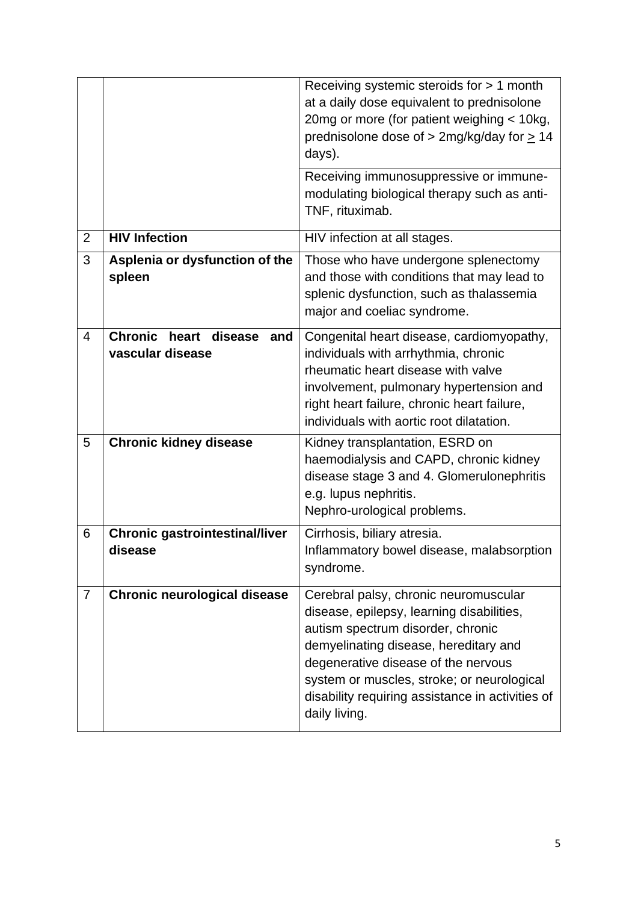| | | |
|---|---|---|
| | | Receiving systemic steroids for > 1 month at a daily dose equivalent to prednisolone 20mg or more (for patient weighing < 10kg, prednisolone dose of > 2mg/kg/day for ≥ 14 days). |
| | | Receiving immunosuppressive or immune-modulating biological therapy such as anti-TNF, rituximab. |
| 2 | **HIV Infection** | HIV infection at all stages. |
| 3 | **Asplenia or dysfunction of the spleen** | Those who have undergone splenectomy and those with conditions that may lead to splenic dysfunction, such as thalassemia major and coeliac syndrome. |
| 4 | **Chronic heart disease and vascular disease** | Congenital heart disease, cardiomyopathy, individuals with arrhythmia, chronic rheumatic heart disease with valve involvement, pulmonary hypertension and right heart failure, chronic heart failure, individuals with aortic root dilatation. |
| 5 | **Chronic kidney disease** | Kidney transplantation, ESRD on haemodialysis and CAPD, chronic kidney disease stage 3 and 4. Glomerulonephritis e.g. lupus nephritis.<br>Nephro-urological problems. |
| 6 | **Chronic gastrointestinal/liver disease** | Cirrhosis, biliary atresia.<br>Inflammatory bowel disease, malabsorption syndrome. |
| 7 | **Chronic neurological disease** | Cerebral palsy, chronic neuromuscular disease, epilepsy, learning disabilities, autism spectrum disorder, chronic demyelinating disease, hereditary and degenerative disease of the nervous system or muscles, stroke; or neurological disability requiring assistance in activities of daily living. |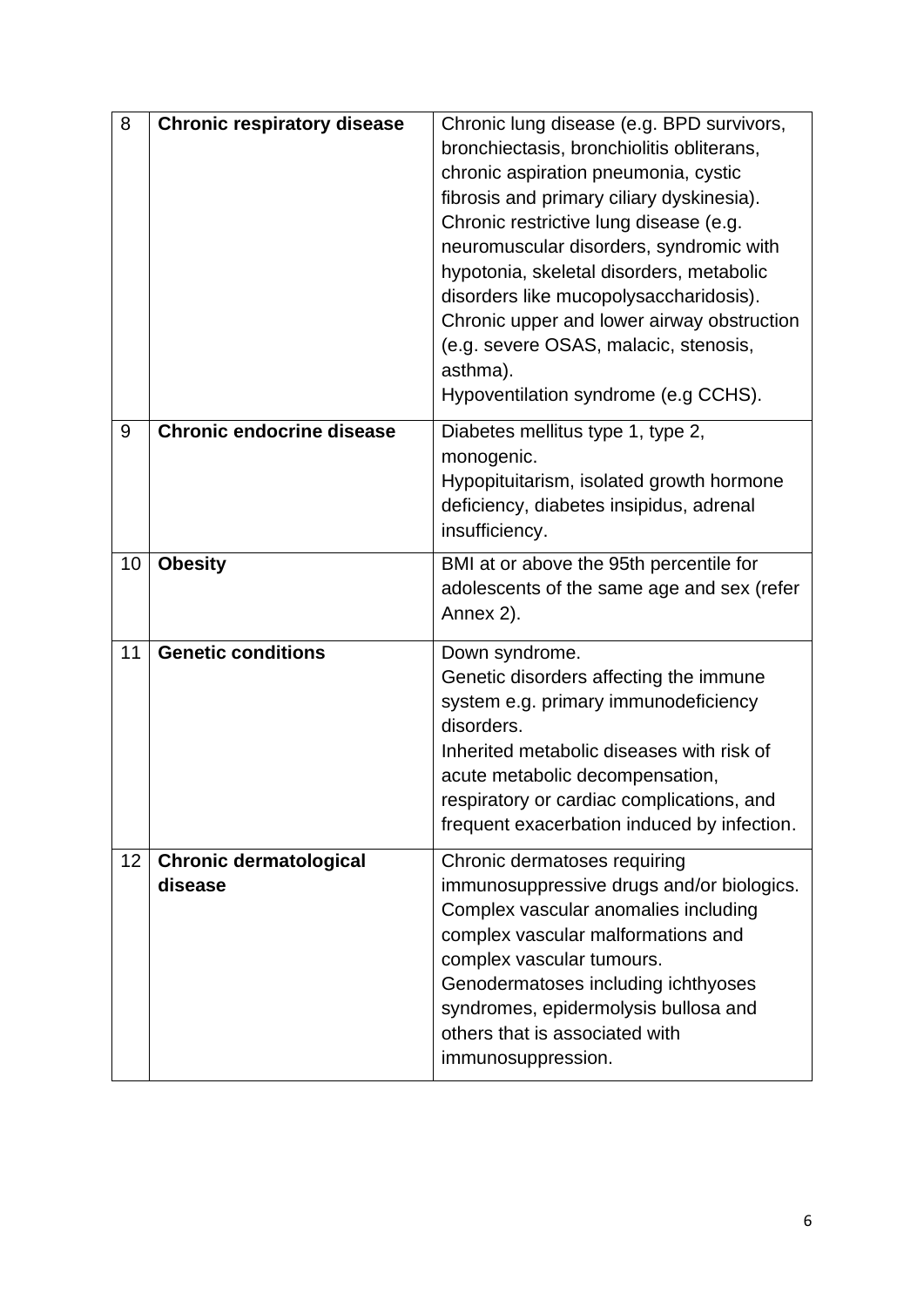| 8 | **Chronic respiratory disease** | Chronic lung disease (e.g. BPD survivors, bronchiectasis, bronchiolitis obliterans, chronic aspiration pneumonia, cystic fibrosis and primary ciliary dyskinesia).<br>Chronic restrictive lung disease (e.g. neuromuscular disorders, syndromic with hypotonia, skeletal disorders, metabolic disorders like mucopolysaccharidosis).<br>Chronic upper and lower airway obstruction (e.g. severe OSAS, malacic, stenosis, asthma).<br>Hypoventilation syndrome (e.g CCHS). |
|---|---|---|
| 9 | **Chronic endocrine disease** | Diabetes mellitus type 1, type 2, monogenic.<br>Hypopituitarism, isolated growth hormone deficiency, diabetes insipidus, adrenal insufficiency. |
| 10 | **Obesity** | BMI at or above the 95th percentile for adolescents of the same age and sex (refer Annex 2). |
| 11 | **Genetic conditions** | Down syndrome.<br>Genetic disorders affecting the immune system e.g. primary immunodeficiency disorders.<br>Inherited metabolic diseases with risk of acute metabolic decompensation, respiratory or cardiac complications, and frequent exacerbation induced by infection. |
| 12 | **Chronic dermatological disease** | Chronic dermatoses requiring immunosuppressive drugs and/or biologics.<br>Complex vascular anomalies including complex vascular malformations and complex vascular tumours.<br>Genodermatoses including ichthyoses syndromes, epidermolysis bullosa and others that is associated with immunosuppression. |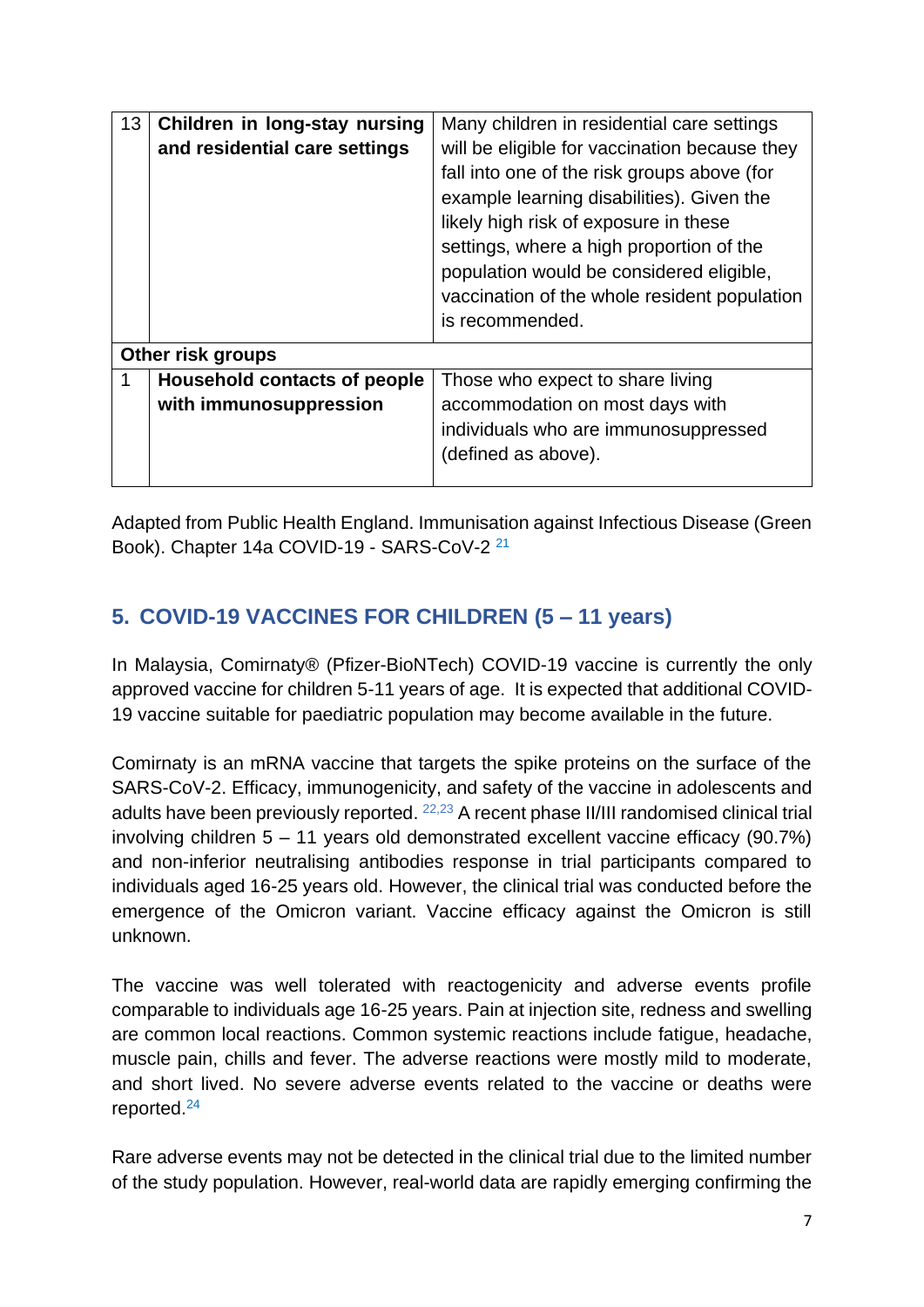| | | |
|---|---|---|
| 13 | **Children in long-stay nursing and residential care settings** | Many children in residential care settings will be eligible for vaccination because they fall into one of the risk groups above (for example learning disabilities). Given the likely high risk of exposure in these settings, where a high proportion of the population would be considered eligible, vaccination of the whole resident population is recommended. |
| **Other risk groups** | | |
| 1 | **Household contacts of people with immunosuppression** | Those who expect to share living accommodation on most days with individuals who are immunosuppressed (defined as above). |

Adapted from Public Health England. Immunisation against Infectious Disease (Green Book). Chapter 14a COVID-19 - SARS-CoV-2 [21]

## 5. COVID-19 VACCINES FOR CHILDREN (5 – 11 years)

In Malaysia, Comirnaty® (Pfizer-BioNTech) COVID-19 vaccine is currently the only approved vaccine for children 5-11 years of age. It is expected that additional COVID-19 vaccine suitable for paediatric population may become available in the future.

Comirnaty is an mRNA vaccine that targets the spike proteins on the surface of the SARS-CoV-2. Efficacy, immunogenicity, and safety of the vaccine in adolescents and adults have been previously reported. [22,23] A recent phase II/III randomised clinical trial involving children 5 – 11 years old demonstrated excellent vaccine efficacy (90.7%) and non-inferior neutralising antibodies response in trial participants compared to individuals aged 16-25 years old. However, the clinical trial was conducted before the emergence of the Omicron variant. Vaccine efficacy against the Omicron is still unknown.

The vaccine was well tolerated with reactogenicity and adverse events profile comparable to individuals age 16-25 years. Pain at injection site, redness and swelling are common local reactions. Common systemic reactions include fatigue, headache, muscle pain, chills and fever. The adverse reactions were mostly mild to moderate, and short lived. No severe adverse events related to the vaccine or deaths were reported.[24]

Rare adverse events may not be detected in the clinical trial due to the limited number of the study population. However, real-world data are rapidly emerging confirming the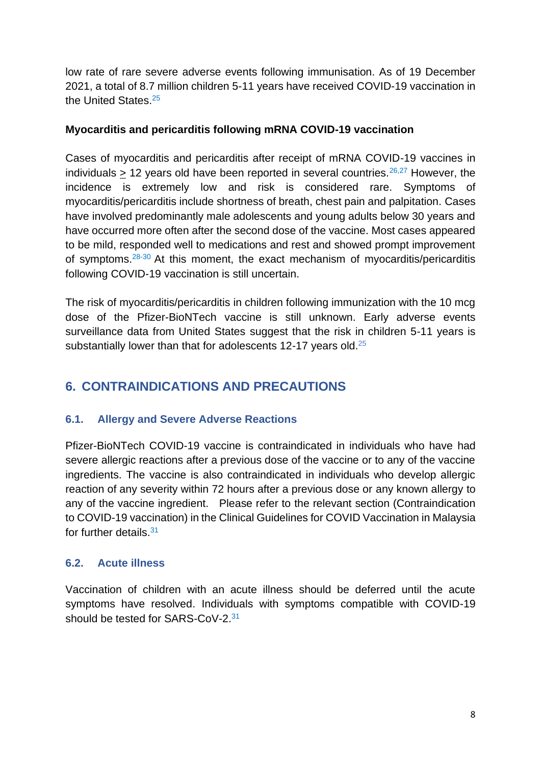low rate of rare severe adverse events following immunisation. As of 19 December 2021, a total of 8.7 million children 5-11 years have received COVID-19 vaccination in the United States.[25]

**Myocarditis and pericarditis following mRNA COVID-19 vaccination**

Cases of myocarditis and pericarditis after receipt of mRNA COVID-19 vaccines in individuals $\geq$ 12 years old have been reported in several countries.[26,27] However, the incidence is extremely low and risk is considered rare. Symptoms of myocarditis/pericarditis include shortness of breath, chest pain and palpitation. Cases have involved predominantly male adolescents and young adults below 30 years and have occurred more often after the second dose of the vaccine. Most cases appeared to be mild, responded well to medications and rest and showed prompt improvement of symptoms.[28-30] At this moment, the exact mechanism of myocarditis/pericarditis following COVID-19 vaccination is still uncertain.

The risk of myocarditis/pericarditis in children following immunization with the 10 mcg dose of the Pfizer-BioNTech vaccine is still unknown. Early adverse events surveillance data from United States suggest that the risk in children 5-11 years is substantially lower than that for adolescents 12-17 years old.[25]

## 6. CONTRAINDICATIONS AND PRECAUTIONS

### 6.1. Allergy and Severe Adverse Reactions

Pfizer-BioNTech COVID-19 vaccine is contraindicated in individuals who have had severe allergic reactions after a previous dose of the vaccine or to any of the vaccine ingredients. The vaccine is also contraindicated in individuals who develop allergic reaction of any severity within 72 hours after a previous dose or any known allergy to any of the vaccine ingredient. Please refer to the relevant section (Contraindication to COVID-19 vaccination) in the Clinical Guidelines for COVID Vaccination in Malaysia for further details.[31]

### 6.2. Acute illness

Vaccination of children with an acute illness should be deferred until the acute symptoms have resolved. Individuals with symptoms compatible with COVID-19 should be tested for SARS-CoV-2.[31]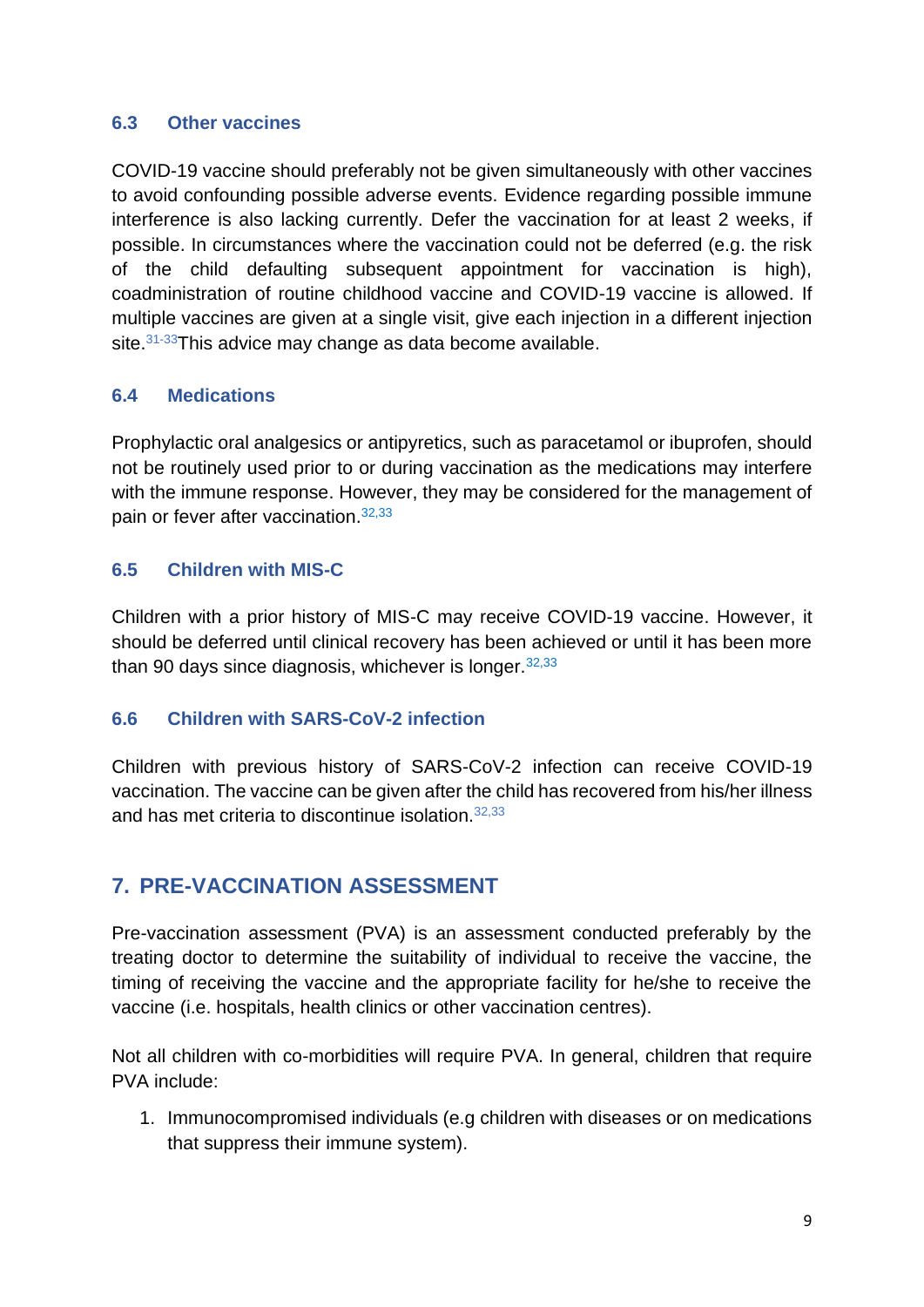### 6.3 Other vaccines

COVID-19 vaccine should preferably not be given simultaneously with other vaccines to avoid confounding possible adverse events. Evidence regarding possible immune interference is also lacking currently. Defer the vaccination for at least 2 weeks, if possible. In circumstances where the vaccination could not be deferred (e.g. the risk of the child defaulting subsequent appointment for vaccination is high), coadministration of routine childhood vaccine and COVID-19 vaccine is allowed. If multiple vaccines are given at a single visit, give each injection in a different injection site.[31-33]This advice may change as data become available.

### 6.4 Medications

Prophylactic oral analgesics or antipyretics, such as paracetamol or ibuprofen, should not be routinely used prior to or during vaccination as the medications may interfere with the immune response. However, they may be considered for the management of pain or fever after vaccination.[32,33]

### 6.5 Children with MIS-C

Children with a prior history of MIS-C may receive COVID-19 vaccine. However, it should be deferred until clinical recovery has been achieved or until it has been more than 90 days since diagnosis, whichever is longer.[32,33]

### 6.6 Children with SARS-CoV-2 infection

Children with previous history of SARS-CoV-2 infection can receive COVID-19 vaccination. The vaccine can be given after the child has recovered from his/her illness and has met criteria to discontinue isolation.[32,33]

## 7. PRE-VACCINATION ASSESSMENT

Pre-vaccination assessment (PVA) is an assessment conducted preferably by the treating doctor to determine the suitability of individual to receive the vaccine, the timing of receiving the vaccine and the appropriate facility for he/she to receive the vaccine (i.e. hospitals, health clinics or other vaccination centres).

Not all children with co-morbidities will require PVA. In general, children that require PVA include:

1. Immunocompromised individuals (e.g children with diseases or on medications that suppress their immune system).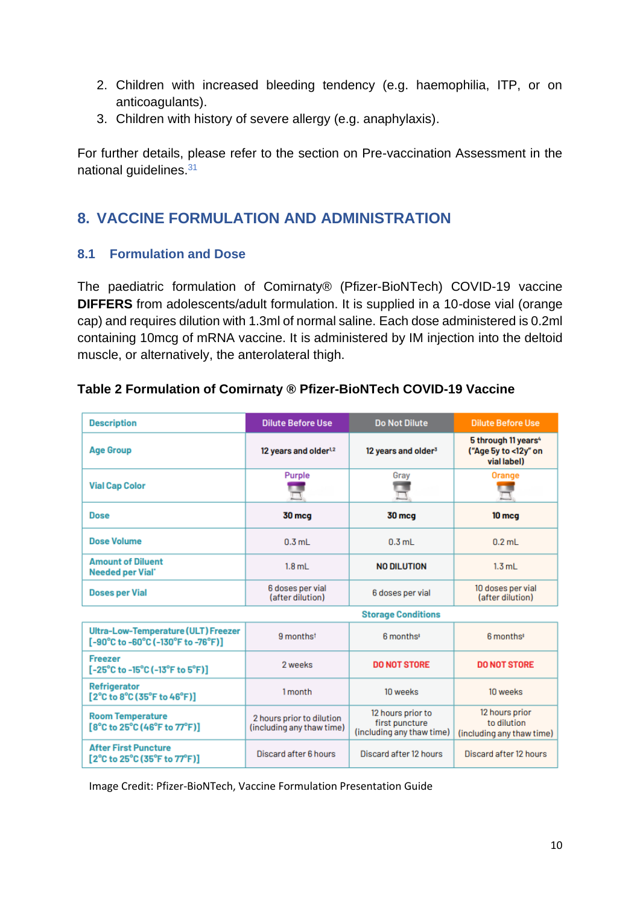2. Children with increased bleeding tendency (e.g. haemophilia, ITP, or on anticoagulants).
3. Children with history of severe allergy (e.g. anaphylaxis).

For further details, please refer to the section on Pre-vaccination Assessment in the national guidelines.[31]

## 8. VACCINE FORMULATION AND ADMINISTRATION

### 8.1 Formulation and Dose

The paediatric formulation of Comirnaty® (Pfizer-BioNTech) COVID-19 vaccine **DIFFERS** from adolescents/adult formulation. It is supplied in a 10-dose vial (orange cap) and requires dilution with 1.3ml of normal saline. Each dose administered is 0.2ml containing 10mcg of mRNA vaccine. It is administered by IM injection into the deltoid muscle, or alternatively, the anterolateral thigh.

**Table 2 Formulation of Comirnaty ® Pfizer-BioNTech COVID-19 Vaccine**

| Description | Dilute Before Use | Do Not Dilute | Dilute Before Use |
|---|---|---|---|
| Age Group | 12 years and older[1,2] | 12 years and older[3] | 5 through 11 years[4] ("Age 5y to <12y" on vial label) |
| Vial Cap Color | Purple | Gray | Orange |
| Dose | 30 mcg | 30 mcg | 10 mcg |
| Dose Volume | 0.3 mL | 0.3 mL | 0.2 mL |
| Amount of Diluent Needed per Vial* | 1.8 mL | NO DILUTION | 1.3 mL |
| Doses per Vial | 6 doses per vial (after dilution) | 6 doses per vial | 10 doses per vial (after dilution) |
| **Storage Conditions** | | | |
| Ultra-Low-Temperature (ULT) Freezer [-90°C to -60°C (-130°F to -76°F)] | 9 months† | 6 months‡ | 6 months‡ |
| Freezer [-25°C to -15°C (-13°F to 5°F)] | 2 weeks | DO NOT STORE | DO NOT STORE |
| Refrigerator [2°C to 8°C (35°F to 46°F)] | 1 month | 10 weeks | 10 weeks |
| Room Temperature [8°C to 25°C (46°F to 77°F)] | 2 hours prior to dilution (including any thaw time) | 12 hours prior to first puncture (including any thaw time) | 12 hours prior to dilution (including any thaw time) |
| After First Puncture [2°C to 25°C (35°F to 77°F)] | Discard after 6 hours | Discard after 12 hours | Discard after 12 hours |

Image Credit: Pfizer-BioNTech, Vaccine Formulation Presentation Guide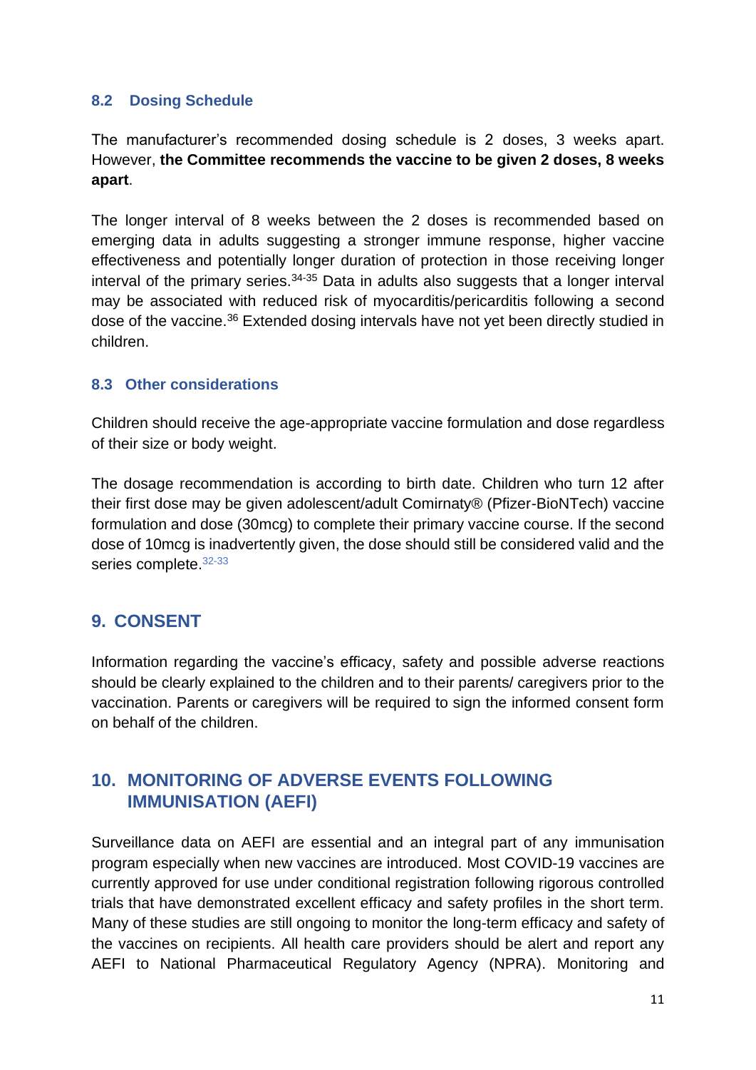### 8.2 Dosing Schedule

The manufacturer's recommended dosing schedule is 2 doses, 3 weeks apart. However, **the Committee recommends the vaccine to be given 2 doses, 8 weeks apart**.

The longer interval of 8 weeks between the 2 doses is recommended based on emerging data in adults suggesting a stronger immune response, higher vaccine effectiveness and potentially longer duration of protection in those receiving longer interval of the primary series.[34-35] Data in adults also suggests that a longer interval may be associated with reduced risk of myocarditis/pericarditis following a second dose of the vaccine.[36] Extended dosing intervals have not yet been directly studied in children.

### 8.3 Other considerations

Children should receive the age-appropriate vaccine formulation and dose regardless of their size or body weight.

The dosage recommendation is according to birth date. Children who turn 12 after their first dose may be given adolescent/adult Comirnaty® (Pfizer-BioNTech) vaccine formulation and dose (30mcg) to complete their primary vaccine course. If the second dose of 10mcg is inadvertently given, the dose should still be considered valid and the series complete.[32-33]

## 9. CONSENT

Information regarding the vaccine's efficacy, safety and possible adverse reactions should be clearly explained to the children and to their parents/ caregivers prior to the vaccination. Parents or caregivers will be required to sign the informed consent form on behalf of the children.

## 10. MONITORING OF ADVERSE EVENTS FOLLOWING IMMUNISATION (AEFI)

Surveillance data on AEFI are essential and an integral part of any immunisation program especially when new vaccines are introduced. Most COVID-19 vaccines are currently approved for use under conditional registration following rigorous controlled trials that have demonstrated excellent efficacy and safety profiles in the short term. Many of these studies are still ongoing to monitor the long-term efficacy and safety of the vaccines on recipients. All health care providers should be alert and report any AEFI to National Pharmaceutical Regulatory Agency (NPRA). Monitoring and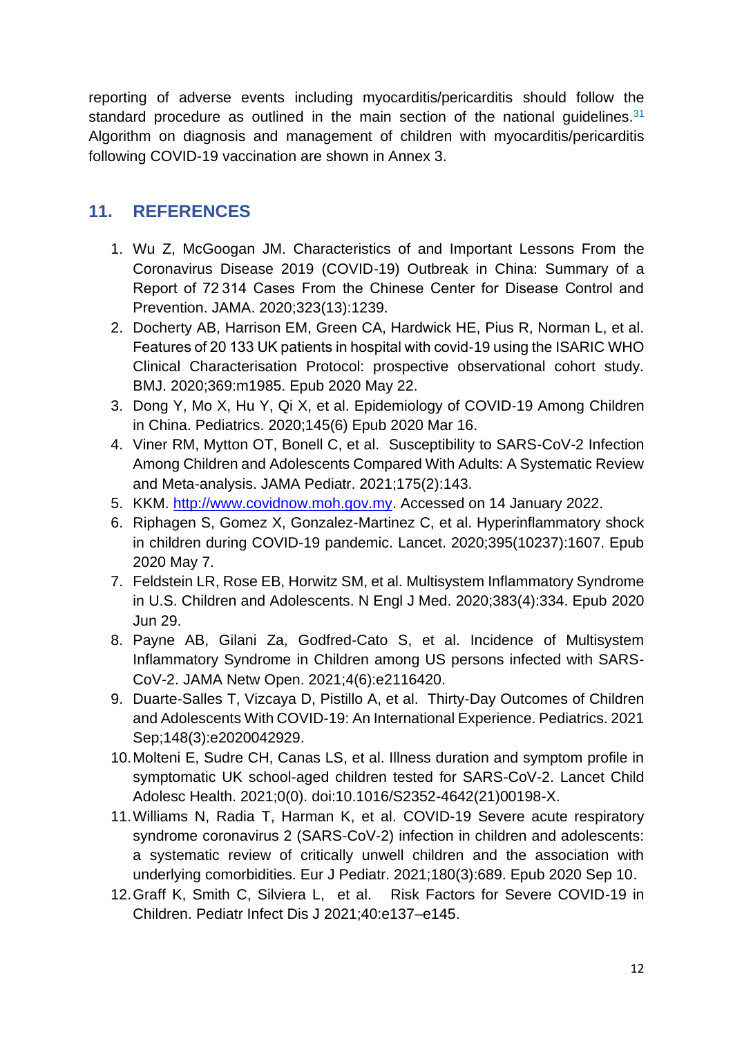reporting of adverse events including myocarditis/pericarditis should follow the standard procedure as outlined in the main section of the national guidelines.[31] Algorithm on diagnosis and management of children with myocarditis/pericarditis following COVID-19 vaccination are shown in Annex 3.

## 11. REFERENCES

1. Wu Z, McGoogan JM. Characteristics of and Important Lessons From the Coronavirus Disease 2019 (COVID-19) Outbreak in China: Summary of a Report of 72 314 Cases From the Chinese Center for Disease Control and Prevention. JAMA. 2020;323(13):1239.
2. Docherty AB, Harrison EM, Green CA, Hardwick HE, Pius R, Norman L, et al. Features of 20 133 UK patients in hospital with covid-19 using the ISARIC WHO Clinical Characterisation Protocol: prospective observational cohort study. BMJ. 2020;369:m1985. Epub 2020 May 22.
3. Dong Y, Mo X, Hu Y, Qi X, et al. Epidemiology of COVID-19 Among Children in China. Pediatrics. 2020;145(6) Epub 2020 Mar 16.
4. Viner RM, Mytton OT, Bonell C, et al. Susceptibility to SARS-CoV-2 Infection Among Children and Adolescents Compared With Adults: A Systematic Review and Meta-analysis. JAMA Pediatr. 2021;175(2):143.
5. KKM. http://www.covidnow.moh.gov.my. Accessed on 14 January 2022.
6. Riphagen S, Gomez X, Gonzalez-Martinez C, et al. Hyperinflammatory shock in children during COVID-19 pandemic. Lancet. 2020;395(10237):1607. Epub 2020 May 7.
7. Feldstein LR, Rose EB, Horwitz SM, et al. Multisystem Inflammatory Syndrome in U.S. Children and Adolescents. N Engl J Med. 2020;383(4):334. Epub 2020 Jun 29.
8. Payne AB, Gilani Za, Godfred-Cato S, et al. Incidence of Multisystem Inflammatory Syndrome in Children among US persons infected with SARS-CoV-2. JAMA Netw Open. 2021;4(6):e2116420.
9. Duarte-Salles T, Vizcaya D, Pistillo A, et al. Thirty-Day Outcomes of Children and Adolescents With COVID-19: An International Experience. Pediatrics. 2021 Sep;148(3):e2020042929.
10. Molteni E, Sudre CH, Canas LS, et al. Illness duration and symptom profile in symptomatic UK school-aged children tested for SARS-CoV-2. Lancet Child Adolesc Health. 2021;0(0). doi:10.1016/S2352-4642(21)00198-X.
11. Williams N, Radia T, Harman K, et al. COVID-19 Severe acute respiratory syndrome coronavirus 2 (SARS-CoV-2) infection in children and adolescents: a systematic review of critically unwell children and the association with underlying comorbidities. Eur J Pediatr. 2021;180(3):689. Epub 2020 Sep 10.
12. Graff K, Smith C, Silviera L, et al. Risk Factors for Severe COVID-19 in Children. Pediatr Infect Dis J 2021;40:e137–e145.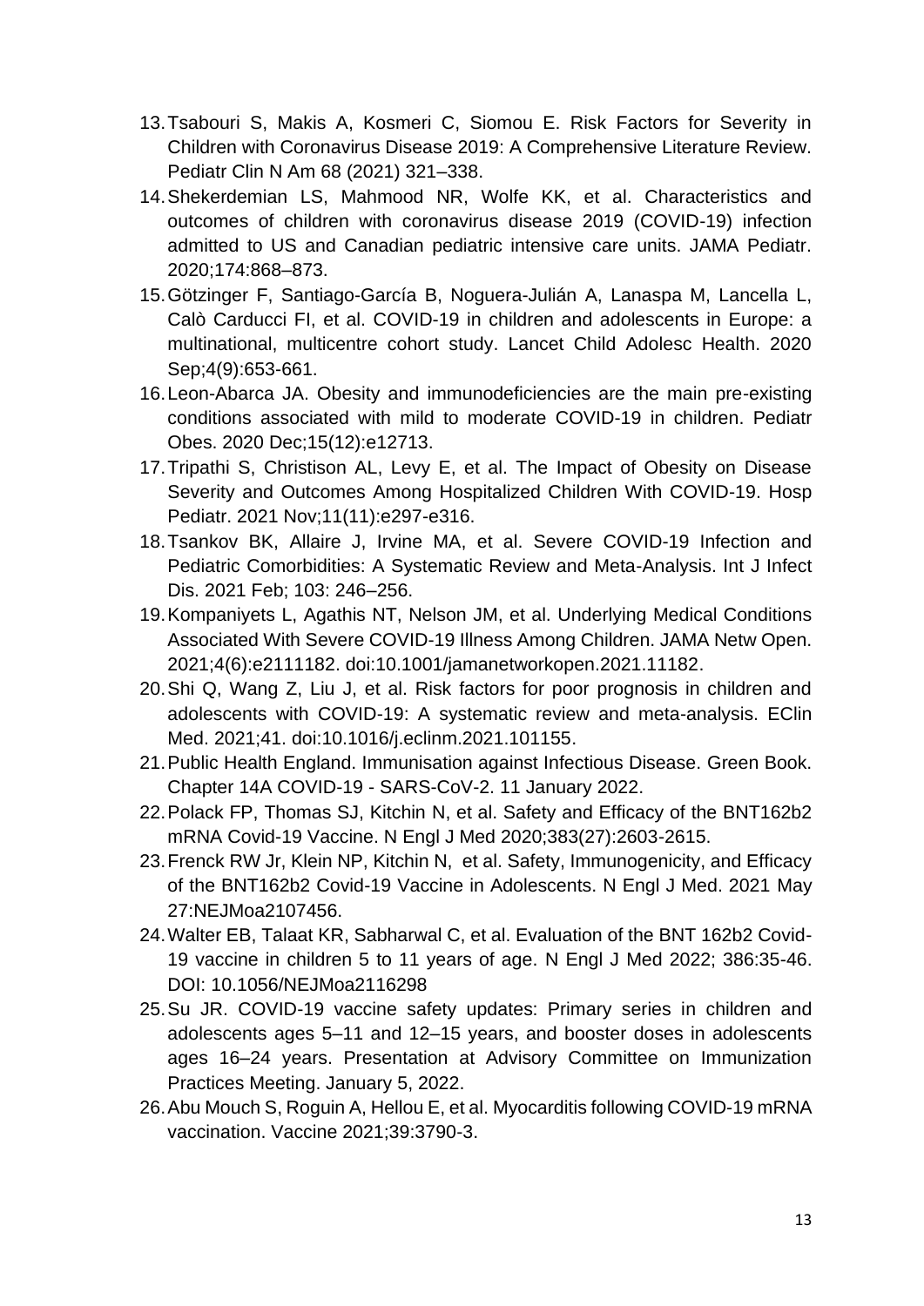13. Tsabouri S, Makis A, Kosmeri C, Siomou E. Risk Factors for Severity in Children with Coronavirus Disease 2019: A Comprehensive Literature Review. Pediatr Clin N Am 68 (2021) 321–338.
14. Shekerdemian LS, Mahmood NR, Wolfe KK, et al. Characteristics and outcomes of children with coronavirus disease 2019 (COVID-19) infection admitted to US and Canadian pediatric intensive care units. JAMA Pediatr. 2020;174:868–873.
15. Götzinger F, Santiago-García B, Noguera-Julián A, Lanaspa M, Lancella L, Calò Carducci FI, et al. COVID-19 in children and adolescents in Europe: a multinational, multicentre cohort study. Lancet Child Adolesc Health. 2020 Sep;4(9):653-661.
16. Leon-Abarca JA. Obesity and immunodeficiencies are the main pre-existing conditions associated with mild to moderate COVID-19 in children. Pediatr Obes. 2020 Dec;15(12):e12713.
17. Tripathi S, Christison AL, Levy E, et al. The Impact of Obesity on Disease Severity and Outcomes Among Hospitalized Children With COVID-19. Hosp Pediatr. 2021 Nov;11(11):e297-e316.
18. Tsankov BK, Allaire J, Irvine MA, et al. Severe COVID-19 Infection and Pediatric Comorbidities: A Systematic Review and Meta-Analysis. Int J Infect Dis. 2021 Feb; 103: 246–256.
19. Kompaniyets L, Agathis NT, Nelson JM, et al. Underlying Medical Conditions Associated With Severe COVID-19 Illness Among Children. JAMA Netw Open. 2021;4(6):e2111182. doi:10.1001/jamanetworkopen.2021.11182.
20. Shi Q, Wang Z, Liu J, et al. Risk factors for poor prognosis in children and adolescents with COVID-19: A systematic review and meta-analysis. EClin Med. 2021;41. doi:10.1016/j.eclinm.2021.101155.
21. Public Health England. Immunisation against Infectious Disease. Green Book. Chapter 14A COVID-19 - SARS-CoV-2. 11 January 2022.
22. Polack FP, Thomas SJ, Kitchin N, et al. Safety and Efficacy of the BNT162b2 mRNA Covid-19 Vaccine. N Engl J Med 2020;383(27):2603-2615.
23. Frenck RW Jr, Klein NP, Kitchin N, et al. Safety, Immunogenicity, and Efficacy of the BNT162b2 Covid-19 Vaccine in Adolescents. N Engl J Med. 2021 May 27:NEJMoa2107456.
24. Walter EB, Talaat KR, Sabharwal C, et al. Evaluation of the BNT 162b2 Covid-19 vaccine in children 5 to 11 years of age. N Engl J Med 2022; 386:35-46. DOI: 10.1056/NEJMoa2116298
25. Su JR. COVID-19 vaccine safety updates: Primary series in children and adolescents ages 5–11 and 12–15 years, and booster doses in adolescents ages 16–24 years. Presentation at Advisory Committee on Immunization Practices Meeting. January 5, 2022.
26. Abu Mouch S, Roguin A, Hellou E, et al. Myocarditis following COVID-19 mRNA vaccination. Vaccine 2021;39:3790-3.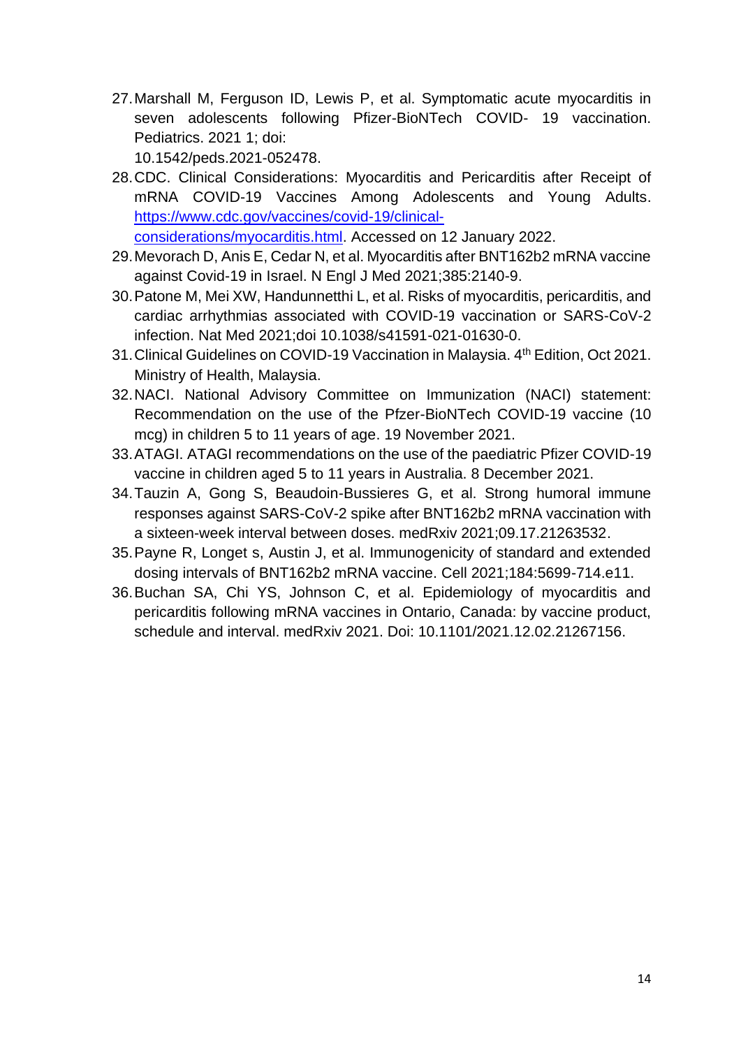27. Marshall M, Ferguson ID, Lewis P, et al. Symptomatic acute myocarditis in seven adolescents following Pfizer-BioNTech COVID- 19 vaccination. Pediatrics. 2021 1; doi: 10.1542/peds.2021-052478.
28. CDC. Clinical Considerations: Myocarditis and Pericarditis after Receipt of mRNA COVID-19 Vaccines Among Adolescents and Young Adults. [https://www.cdc.gov/vaccines/covid-19/clinical-considerations/myocarditis.html](https://www.cdc.gov/vaccines/covid-19/clinical-considerations/myocarditis.html). Accessed on 12 January 2022.
29. Mevorach D, Anis E, Cedar N, et al. Myocarditis after BNT162b2 mRNA vaccine against Covid-19 in Israel. N Engl J Med 2021;385:2140-9.
30. Patone M, Mei XW, Handunnetthi L, et al. Risks of myocarditis, pericarditis, and cardiac arrhythmias associated with COVID-19 vaccination or SARS-CoV-2 infection. Nat Med 2021;doi 10.1038/s41591-021-01630-0.
31. Clinical Guidelines on COVID-19 Vaccination in Malaysia. 4th Edition, Oct 2021. Ministry of Health, Malaysia.
32. NACI. National Advisory Committee on Immunization (NACI) statement: Recommendation on the use of the Pfzer-BioNTech COVID-19 vaccine (10 mcg) in children 5 to 11 years of age. 19 November 2021.
33. ATAGI. ATAGI recommendations on the use of the paediatric Pfizer COVID-19 vaccine in children aged 5 to 11 years in Australia. 8 December 2021.
34. Tauzin A, Gong S, Beaudoin-Bussieres G, et al. Strong humoral immune responses against SARS-CoV-2 spike after BNT162b2 mRNA vaccination with a sixteen-week interval between doses. medRxiv 2021;09.17.21263532.
35. Payne R, Longet s, Austin J, et al. Immunogenicity of standard and extended dosing intervals of BNT162b2 mRNA vaccine. Cell 2021;184:5699-714.e11.
36. Buchan SA, Chi YS, Johnson C, et al. Epidemiology of myocarditis and pericarditis following mRNA vaccines in Ontario, Canada: by vaccine product, schedule and interval. medRxiv 2021. Doi: 10.1101/2021.12.02.21267156.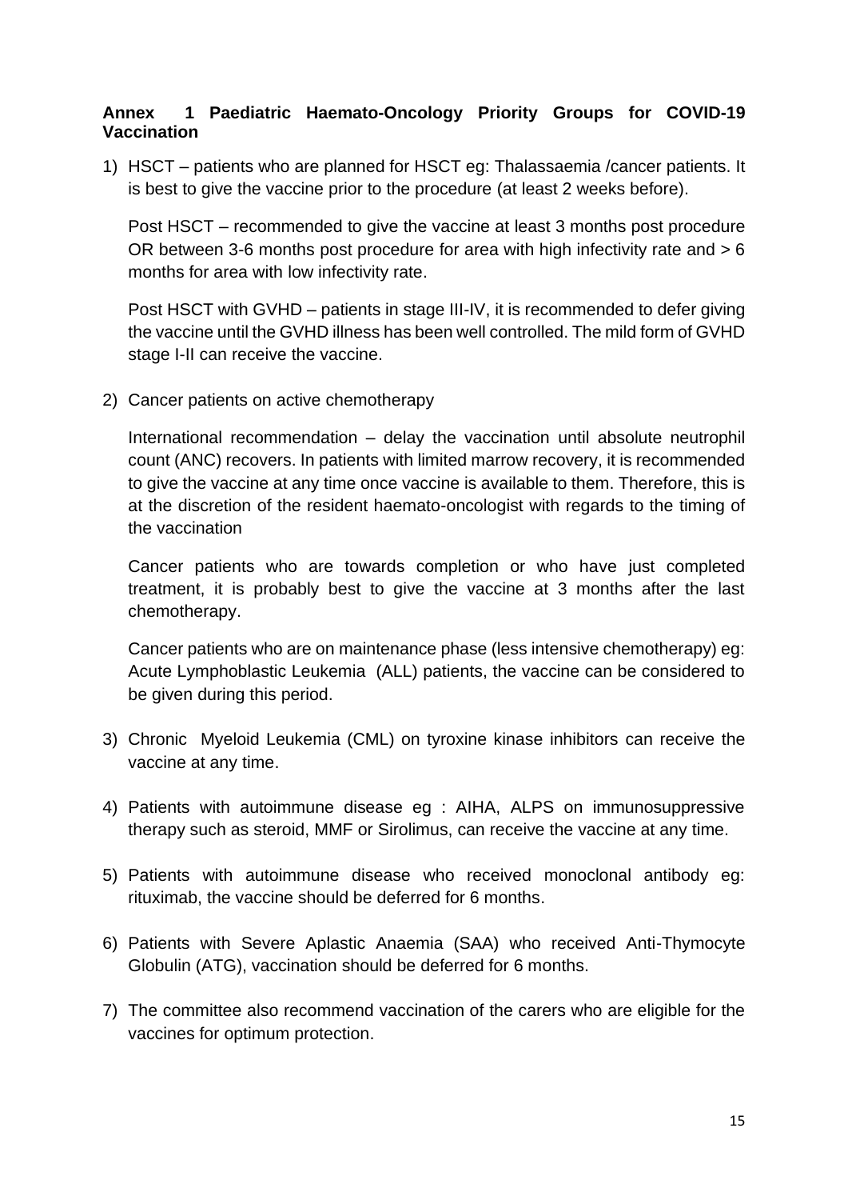## Annex 1 Paediatric Haemato-Oncology Priority Groups for COVID-19 Vaccination

1) HSCT – patients who are planned for HSCT eg: Thalassaemia /cancer patients. It is best to give the vaccine prior to the procedure (at least 2 weeks before).

   Post HSCT – recommended to give the vaccine at least 3 months post procedure OR between 3-6 months post procedure for area with high infectivity rate and > 6 months for area with low infectivity rate.

   Post HSCT with GVHD – patients in stage III-IV, it is recommended to defer giving the vaccine until the GVHD illness has been well controlled. The mild form of GVHD stage I-II can receive the vaccine.

2) Cancer patients on active chemotherapy

   International recommendation – delay the vaccination until absolute neutrophil count (ANC) recovers. In patients with limited marrow recovery, it is recommended to give the vaccine at any time once vaccine is available to them. Therefore, this is at the discretion of the resident haemato-oncologist with regards to the timing of the vaccination

   Cancer patients who are towards completion or who have just completed treatment, it is probably best to give the vaccine at 3 months after the last chemotherapy.

   Cancer patients who are on maintenance phase (less intensive chemotherapy) eg: Acute Lymphoblastic Leukemia (ALL) patients, the vaccine can be considered to be given during this period.

3) Chronic Myeloid Leukemia (CML) on tyroxine kinase inhibitors can receive the vaccine at any time.

4) Patients with autoimmune disease eg : AIHA, ALPS on immunosuppressive therapy such as steroid, MMF or Sirolimus, can receive the vaccine at any time.

5) Patients with autoimmune disease who received monoclonal antibody eg: rituximab, the vaccine should be deferred for 6 months.

6) Patients with Severe Aplastic Anaemia (SAA) who received Anti-Thymocyte Globulin (ATG), vaccination should be deferred for 6 months.

7) The committee also recommend vaccination of the carers who are eligible for the vaccines for optimum protection.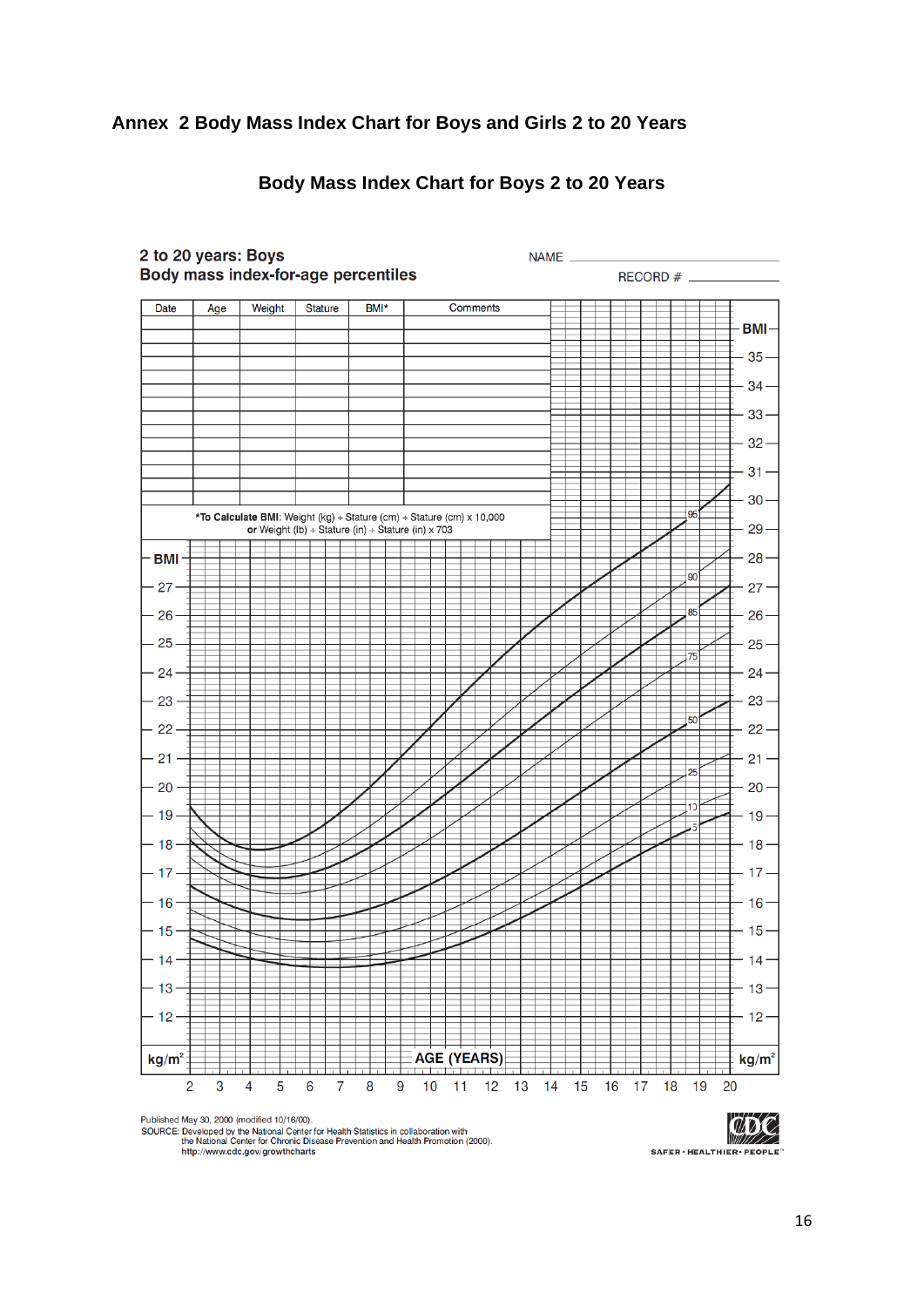# Annex 2 Body Mass Index Chart for Boys and Girls 2 to 20 Years

## Body Mass Index Chart for Boys 2 to 20 Years

**2 to 20 years: Boys**
**Body mass index-for-age percentiles**

NAME ______________________

RECORD # ____________

| Date | Age | Weight | Stature | BMI* | Comments |
|---|---|---|---|---|---|
| | | | | | |
| | | | | | |
| | | | | | |
| | | | | | |
| | | | | | |
| | | | | | |
| | | | | | |
| | | | | | |
| | | | | | |
| | | | | | |
| | | | | | |
| | | | | | |
| | | | | | |
| | | | | | |

**\*To Calculate BMI:** Weight (kg) ÷ Stature (cm) ÷ Stature (cm) x 10,000
**or** Weight (lb) ÷ Stature (in) ÷ Stature (in) x 703

Published May 30, 2000 (modified 10/16/00).
SOURCE: Developed by the National Center for Health Statistics in collaboration with the National Center for Chronic Disease Prevention and Health Promotion (2000).
http://www.cdc.gov/growthcharts

CDC SAFER · HEALTHIER · PEOPLE™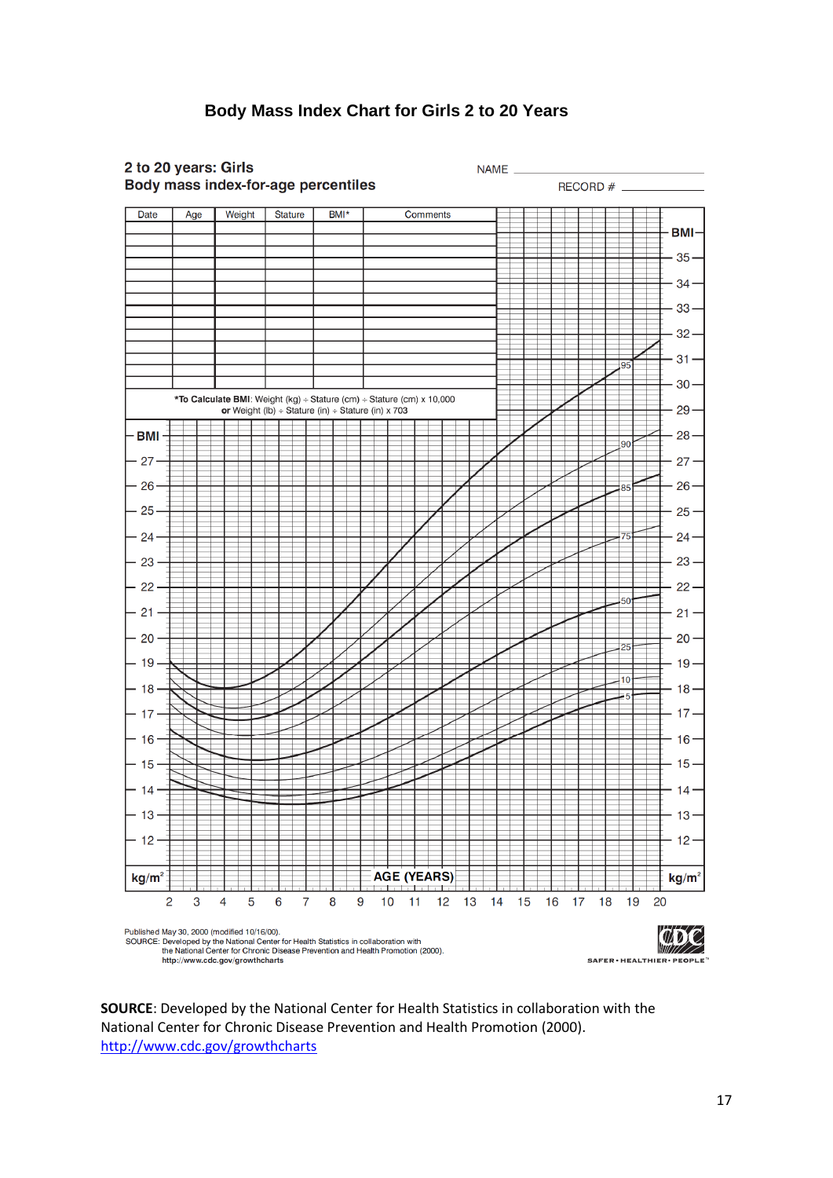## Body Mass Index Chart for Girls 2 to 20 Years

2 to 20 years: Girls
Body mass index-for-age percentiles

NAME ____________

RECORD # ____________

| Date | Age | Weight | Stature | BMI* | Comments |
|---|---|---|---|---|---|
| | | | | | |
| | | | | | |
| | | | | | |
| | | | | | |
| | | | | | |
| | | | | | |
| | | | | | |
| | | | | | |
| | | | | | |
| | | | | | |
| | | | | | |
| | | | | | |
| | | | | | |

***To Calculate BMI**: Weight (kg) ÷ Stature (cm) ÷ Stature (cm) x 10,000
**or** Weight (lb) ÷ Stature (in) ÷ Stature (in) x 703

BMI (kg/m²): 12, 13, 14, 15, 16, 17, 18, 19, 20, 21, 22, 23, 24, 25, 26, 27, 28, 29, 30, 31, 32, 33, 34, 35

AGE (YEARS): 2, 3, 4, 5, 6, 7, 8, 9, 10, 11, 12, 13, 14, 15, 16, 17, 18, 19, 20

Percentiles: 5, 10, 25, 50, 75, 85, 90, 95

Published May 30, 2000 (modified 10/16/00).
SOURCE: Developed by the National Center for Health Statistics in collaboration with the National Center for Chronic Disease Prevention and Health Promotion (2000).
http://www.cdc.gov/growthcharts

CDC SAFER • HEALTHIER • PEOPLE™

**SOURCE**: Developed by the National Center for Health Statistics in collaboration with the National Center for Chronic Disease Prevention and Health Promotion (2000).
[http://www.cdc.gov/growthcharts](http://www.cdc.gov/growthcharts)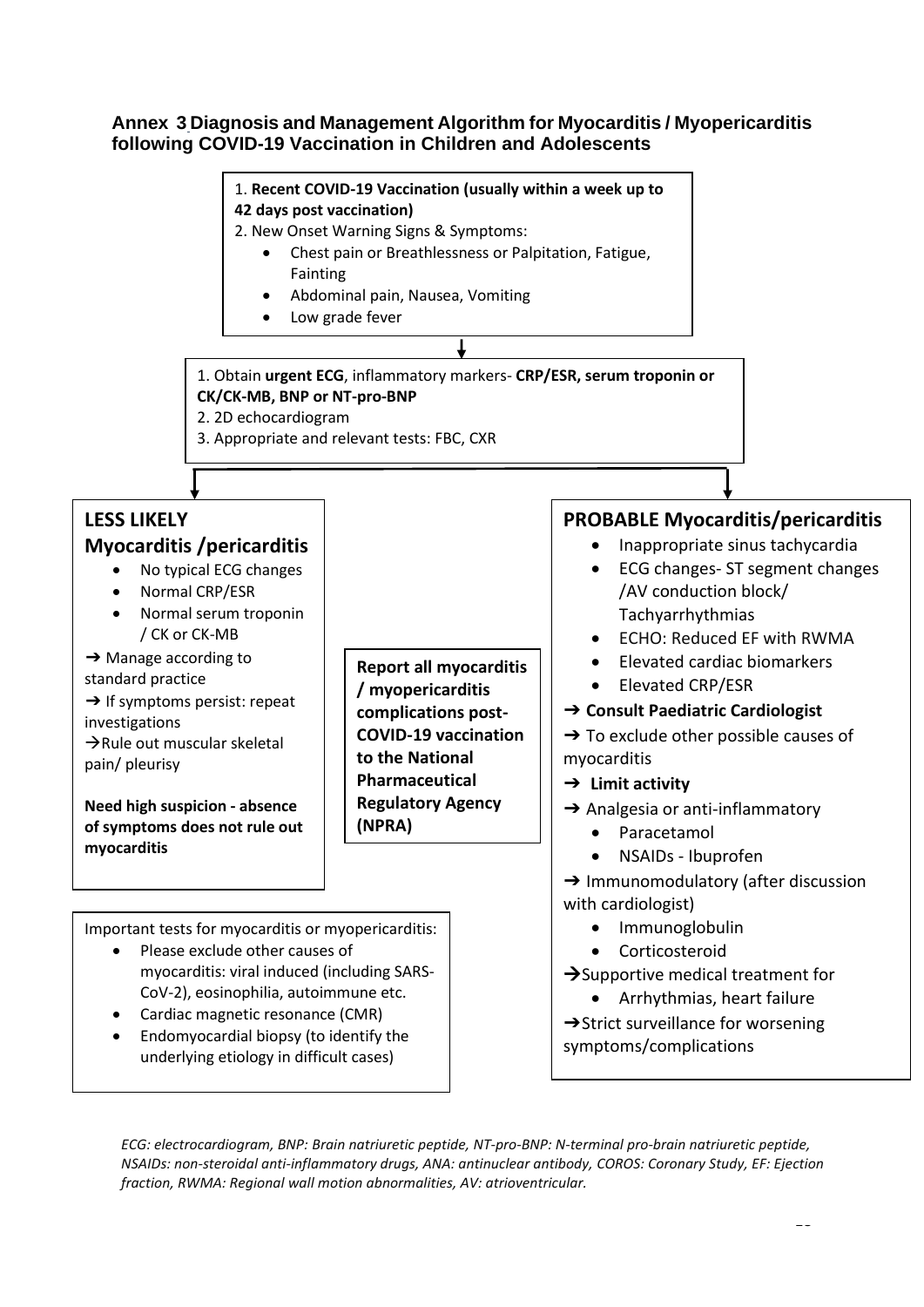## Annex 3 Diagnosis and Management Algorithm for Myocarditis / Myopericarditis following COVID-19 Vaccination in Children and Adolescents

1. **Recent COVID-19 Vaccination (usually within a week up to 42 days post vaccination)**
2. New Onset Warning Signs & Symptoms:
    - Chest pain or Breathlessness or Palpitation, Fatigue, Fainting
    - Abdominal pain, Nausea, Vomiting
    - Low grade fever

↓

1. Obtain **urgent ECG**, inflammatory markers- **CRP/ESR, serum troponin or CK/CK-MB, BNP or NT-pro-BNP**
2. 2D echocardiogram
3. Appropriate and relevant tests: FBC, CXR

### LESS LIKELY Myocarditis /pericarditis

- No typical ECG changes
- Normal CRP/ESR
- Normal serum troponin / CK or CK-MB

➔ Manage according to standard practice

➔ If symptoms persist: repeat investigations

➔ Rule out muscular skeletal pain/ pleurisy

**Need high suspicion - absence of symptoms does not rule out myocarditis**

### PROBABLE Myocarditis/pericarditis

- Inappropriate sinus tachycardia
- ECG changes- ST segment changes /AV conduction block/ Tachyarrhythmias
- ECHO: Reduced EF with RWMA
- Elevated cardiac biomarkers
- Elevated CRP/ESR

➔ **Consult Paediatric Cardiologist**

➔ To exclude other possible causes of myocarditis

➔ **Limit activity**

➔ Analgesia or anti-inflammatory
- Paracetamol
- NSAIDs - Ibuprofen

➔ Immunomodulatory (after discussion with cardiologist)
- Immunoglobulin
- Corticosteroid

➔ Supportive medical treatment for
- Arrhythmias, heart failure

➔ Strict surveillance for worsening symptoms/complications

**Report all myocarditis / myopericarditis complications post-COVID-19 vaccination to the National Pharmaceutical Regulatory Agency (NPRA)**

Important tests for myocarditis or myopericarditis:
- Please exclude other causes of myocarditis: viral induced (including SARS-CoV-2), eosinophilia, autoimmune etc.
- Cardiac magnetic resonance (CMR)
- Endomyocardial biopsy (to identify the underlying etiology in difficult cases)

*ECG: electrocardiogram, BNP: Brain natriuretic peptide, NT-pro-BNP: N-terminal pro-brain natriuretic peptide, NSAIDs: non-steroidal anti-inflammatory drugs, ANA: antinuclear antibody, COROS: Coronary Study, EF: Ejection fraction, RWMA: Regional wall motion abnormalities, AV: atrioventricular.*